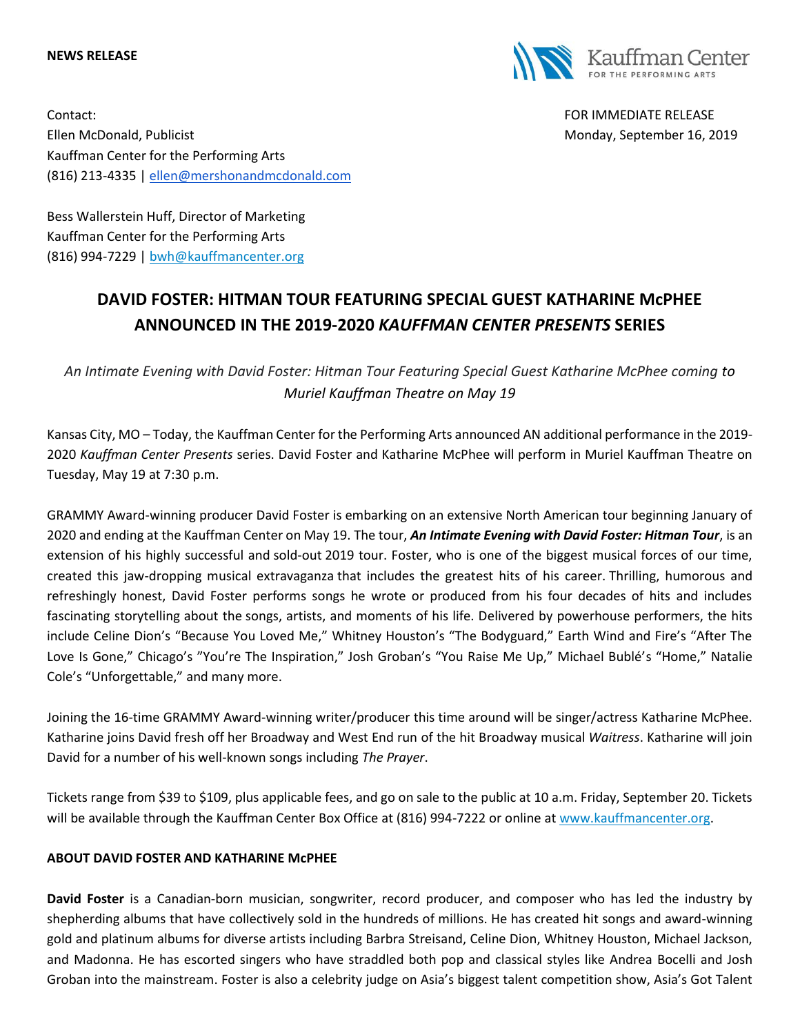**NEWS RELEASE**

Contact:
Ellen McDonald, Publicist
Kauffman Center for the Performing Arts
(816) 213-4335 | ellen@mershonandmcdonald.com

Bess Wallerstein Huff, Director of Marketing
Kauffman Center for the Performing Arts
(816) 994-7229 | bwh@kauffmancenter.org

FOR IMMEDIATE RELEASE
Monday, September 16, 2019

# DAVID FOSTER: HITMAN TOUR FEATURING SPECIAL GUEST KATHARINE McPHEE ANNOUNCED IN THE 2019-2020 *KAUFFMAN CENTER PRESENTS* SERIES

*An Intimate Evening with David Foster: Hitman Tour Featuring Special Guest Katharine McPhee coming to Muriel Kauffman Theatre on May 19*

Kansas City, MO – Today, the Kauffman Center for the Performing Arts announced AN additional performance in the 2019-2020 *Kauffman Center Presents* series. David Foster and Katharine McPhee will perform in Muriel Kauffman Theatre on Tuesday, May 19 at 7:30 p.m.

GRAMMY Award-winning producer David Foster is embarking on an extensive North American tour beginning January of 2020 and ending at the Kauffman Center on May 19. The tour, ***An Intimate Evening with David Foster: Hitman Tour***, is an extension of his highly successful and sold-out 2019 tour. Foster, who is one of the biggest musical forces of our time, created this jaw-dropping musical extravaganza that includes the greatest hits of his career. Thrilling, humorous and refreshingly honest, David Foster performs songs he wrote or produced from his four decades of hits and includes fascinating storytelling about the songs, artists, and moments of his life. Delivered by powerhouse performers, the hits include Celine Dion's "Because You Loved Me," Whitney Houston's "The Bodyguard," Earth Wind and Fire's "After The Love Is Gone," Chicago's "You're The Inspiration," Josh Groban's "You Raise Me Up," Michael Bublé's "Home," Natalie Cole's "Unforgettable," and many more.

Joining the 16-time GRAMMY Award-winning writer/producer this time around will be singer/actress Katharine McPhee. Katharine joins David fresh off her Broadway and West End run of the hit Broadway musical *Waitress*. Katharine will join David for a number of his well-known songs including *The Prayer*.

Tickets range from $39 to $109, plus applicable fees, and go on sale to the public at 10 a.m. Friday, September 20. Tickets will be available through the Kauffman Center Box Office at (816) 994-7222 or online at www.kauffmancenter.org.

**ABOUT DAVID FOSTER AND KATHARINE McPHEE**

**David Foster** is a Canadian-born musician, songwriter, record producer, and composer who has led the industry by shepherding albums that have collectively sold in the hundreds of millions. He has created hit songs and award-winning gold and platinum albums for diverse artists including Barbra Streisand, Celine Dion, Whitney Houston, Michael Jackson, and Madonna. He has escorted singers who have straddled both pop and classical styles like Andrea Bocelli and Josh Groban into the mainstream. Foster is also a celebrity judge on Asia's biggest talent competition show, Asia's Got Talent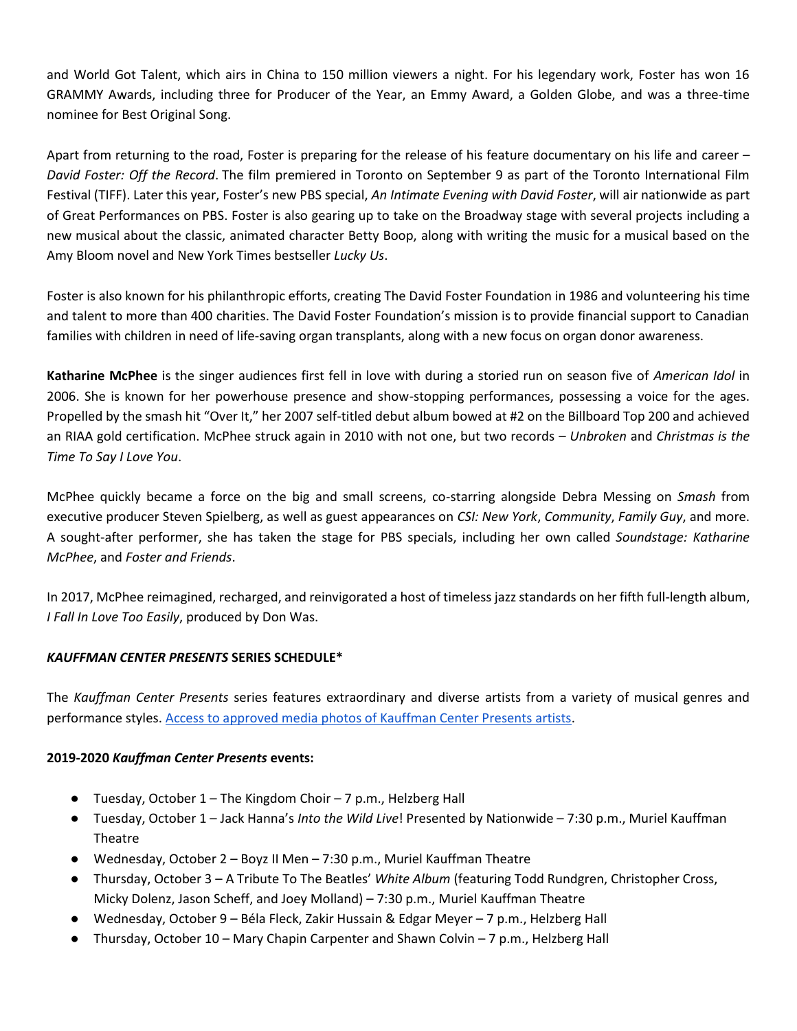and World Got Talent, which airs in China to 150 million viewers a night. For his legendary work, Foster has won 16 GRAMMY Awards, including three for Producer of the Year, an Emmy Award, a Golden Globe, and was a three-time nominee for Best Original Song.

Apart from returning to the road, Foster is preparing for the release of his feature documentary on his life and career – *David Foster: Off the Record*. The film premiered in Toronto on September 9 as part of the Toronto International Film Festival (TIFF). Later this year, Foster's new PBS special, *An Intimate Evening with David Foster*, will air nationwide as part of Great Performances on PBS. Foster is also gearing up to take on the Broadway stage with several projects including a new musical about the classic, animated character Betty Boop, along with writing the music for a musical based on the Amy Bloom novel and New York Times bestseller *Lucky Us*.

Foster is also known for his philanthropic efforts, creating The David Foster Foundation in 1986 and volunteering his time and talent to more than 400 charities. The David Foster Foundation's mission is to provide financial support to Canadian families with children in need of life-saving organ transplants, along with a new focus on organ donor awareness.

**Katharine McPhee** is the singer audiences first fell in love with during a storied run on season five of *American Idol* in 2006. She is known for her powerhouse presence and show-stopping performances, possessing a voice for the ages. Propelled by the smash hit "Over It," her 2007 self-titled debut album bowed at #2 on the Billboard Top 200 and achieved an RIAA gold certification. McPhee struck again in 2010 with not one, but two records – *Unbroken* and *Christmas is the Time To Say I Love You*.

McPhee quickly became a force on the big and small screens, co-starring alongside Debra Messing on *Smash* from executive producer Steven Spielberg, as well as guest appearances on *CSI: New York*, *Community*, *Family Guy*, and more. A sought-after performer, she has taken the stage for PBS specials, including her own called *Soundstage: Katharine McPhee*, and *Foster and Friends*.

In 2017, McPhee reimagined, recharged, and reinvigorated a host of timeless jazz standards on her fifth full-length album, *I Fall In Love Too Easily*, produced by Don Was.

**_KAUFFMAN CENTER PRESENTS_ SERIES SCHEDULE***

The *Kauffman Center Presents* series features extraordinary and diverse artists from a variety of musical genres and performance styles. Access to approved media photos of Kauffman Center Presents artists.

**2019-2020 _Kauffman Center Presents_ events:**

- Tuesday, October 1 – The Kingdom Choir – 7 p.m., Helzberg Hall
- Tuesday, October 1 – Jack Hanna's *Into the Wild Live*! Presented by Nationwide – 7:30 p.m., Muriel Kauffman Theatre
- Wednesday, October 2 – Boyz II Men – 7:30 p.m., Muriel Kauffman Theatre
- Thursday, October 3 – A Tribute To The Beatles' *White Album* (featuring Todd Rundgren, Christopher Cross, Micky Dolenz, Jason Scheff, and Joey Molland) – 7:30 p.m., Muriel Kauffman Theatre
- Wednesday, October 9 – Béla Fleck, Zakir Hussain & Edgar Meyer – 7 p.m., Helzberg Hall
- Thursday, October 10 – Mary Chapin Carpenter and Shawn Colvin – 7 p.m., Helzberg Hall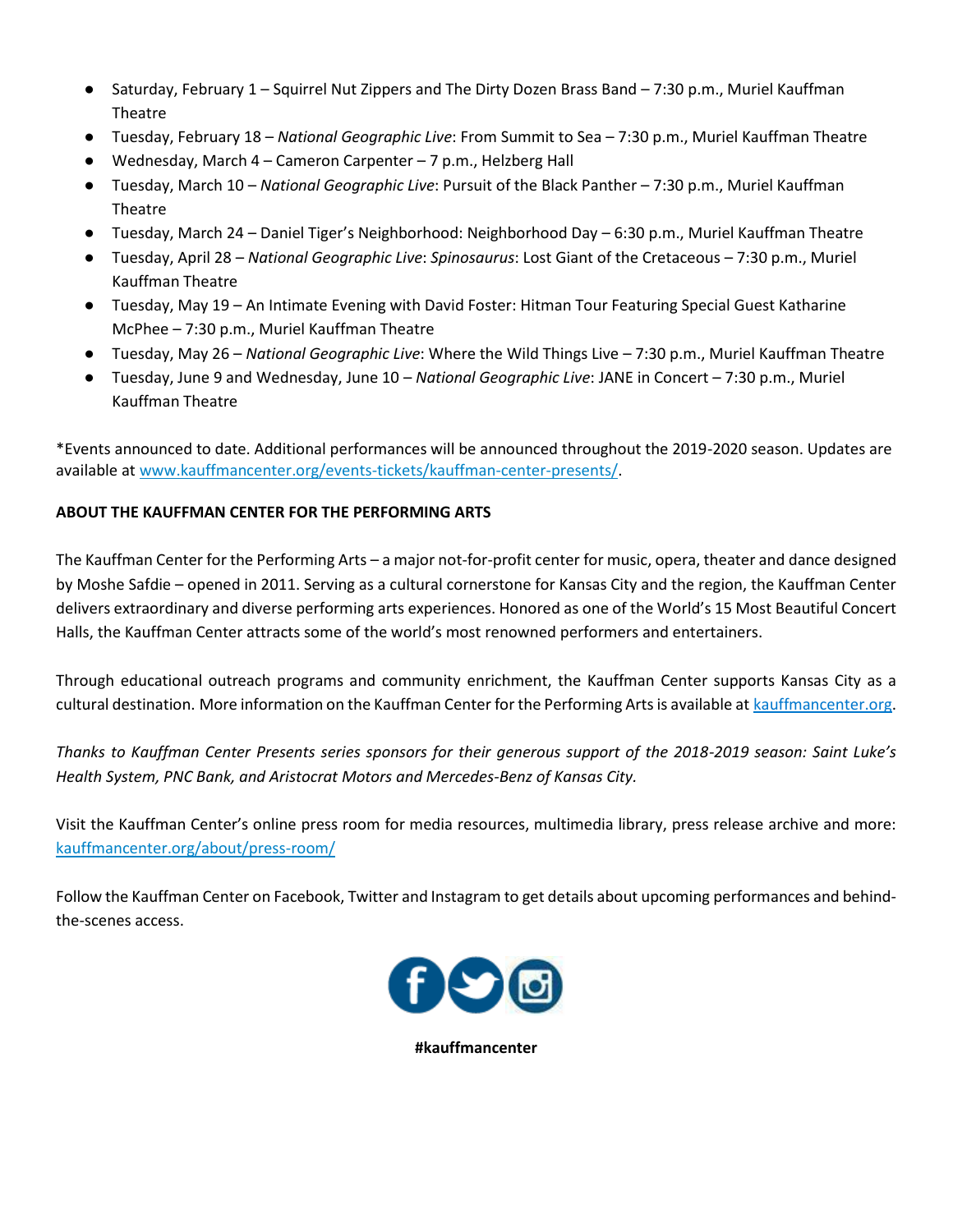- Saturday, February 1 – Squirrel Nut Zippers and The Dirty Dozen Brass Band – 7:30 p.m., Muriel Kauffman Theatre
- Tuesday, February 18 – *National Geographic Live*: From Summit to Sea – 7:30 p.m., Muriel Kauffman Theatre
- Wednesday, March 4 – Cameron Carpenter – 7 p.m., Helzberg Hall
- Tuesday, March 10 – *National Geographic Live*: Pursuit of the Black Panther – 7:30 p.m., Muriel Kauffman Theatre
- Tuesday, March 24 – Daniel Tiger's Neighborhood: Neighborhood Day – 6:30 p.m., Muriel Kauffman Theatre
- Tuesday, April 28 – *National Geographic Live*: *Spinosaurus*: Lost Giant of the Cretaceous – 7:30 p.m., Muriel Kauffman Theatre
- Tuesday, May 19 – An Intimate Evening with David Foster: Hitman Tour Featuring Special Guest Katharine McPhee – 7:30 p.m., Muriel Kauffman Theatre
- Tuesday, May 26 – *National Geographic Live*: Where the Wild Things Live – 7:30 p.m., Muriel Kauffman Theatre
- Tuesday, June 9 and Wednesday, June 10 – *National Geographic Live*: JANE in Concert – 7:30 p.m., Muriel Kauffman Theatre

*Events announced to date. Additional performances will be announced throughout the 2019-2020 season. Updates are available at www.kauffmancenter.org/events-tickets/kauffman-center-presents/.

**ABOUT THE KAUFFMAN CENTER FOR THE PERFORMING ARTS**

The Kauffman Center for the Performing Arts – a major not-for-profit center for music, opera, theater and dance designed by Moshe Safdie – opened in 2011. Serving as a cultural cornerstone for Kansas City and the region, the Kauffman Center delivers extraordinary and diverse performing arts experiences. Honored as one of the World's 15 Most Beautiful Concert Halls, the Kauffman Center attracts some of the world's most renowned performers and entertainers.

Through educational outreach programs and community enrichment, the Kauffman Center supports Kansas City as a cultural destination. More information on the Kauffman Center for the Performing Arts is available at kauffmancenter.org.

*Thanks to Kauffman Center Presents series sponsors for their generous support of the 2018-2019 season: Saint Luke's Health System, PNC Bank, and Aristocrat Motors and Mercedes-Benz of Kansas City.*

Visit the Kauffman Center's online press room for media resources, multimedia library, press release archive and more: kauffmancenter.org/about/press-room/

Follow the Kauffman Center on Facebook, Twitter and Instagram to get details about upcoming performances and behind-the-scenes access.

**#kauffmancenter**